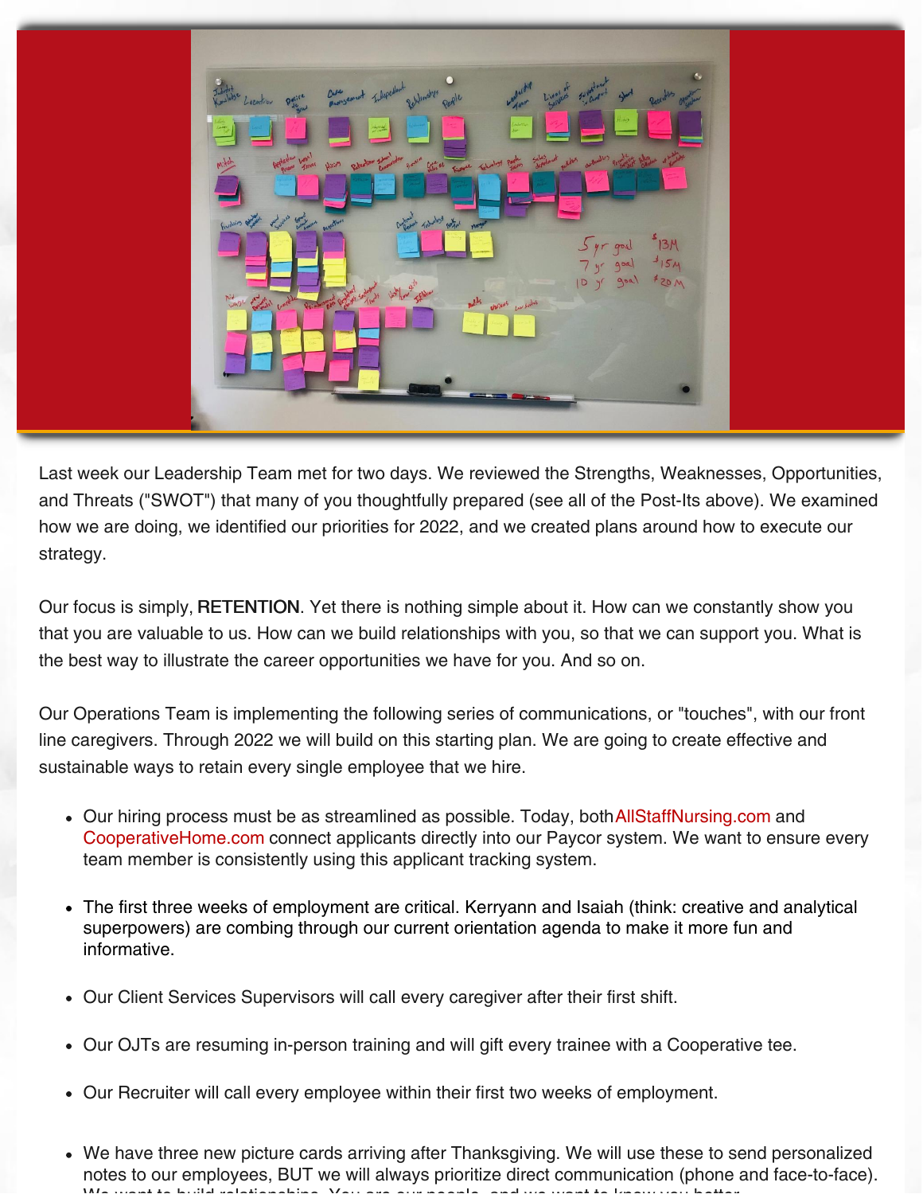Last week our Leadership Team met for two days. We reviewed the Strengths, Weaknesses, Opportunities, and Threats ("SWOT") that many of you thoughtfully prepared (see all of the Post-Its above). We examined how we are doing, we identified our priorities for 2022, and we created plans around how to execute our strategy.

Our focus is simply, **RETENTION**. Yet there is nothing simple about it. How can we constantly show you that you are valuable to us. How can we build relationships with you, so that we can support you. What is the best way to illustrate the career opportunities we have for you. And so on.

Our Operations Team is implementing the following series of communications, or "touches", with our front line caregivers. Through 2022 we will build on this starting plan. We are going to create effective and sustainable ways to retain every single employee that we hire.

- Our hiring process must be as streamlined as possible. Today, both AllStaffNursing.com and CooperativeHome.com connect applicants directly into our Paycor system. We want to ensure every team member is consistently using this applicant tracking system.
- The first three weeks of employment are critical. Kerryann and Isaiah (think: creative and analytical superpowers) are combing through our current orientation agenda to make it more fun and informative.
- Our Client Services Supervisors will call every caregiver after their first shift.
- Our OJTs are resuming in-person training and will gift every trainee with a Cooperative tee.
- Our Recruiter will call every employee within their first two weeks of employment.
- We have three new picture cards arriving after Thanksgiving. We will use these to send personalized notes to our employees, BUT we will always prioritize direct communication (phone and face-to-face). We want to build relationships. You are our people, and we want to know you better.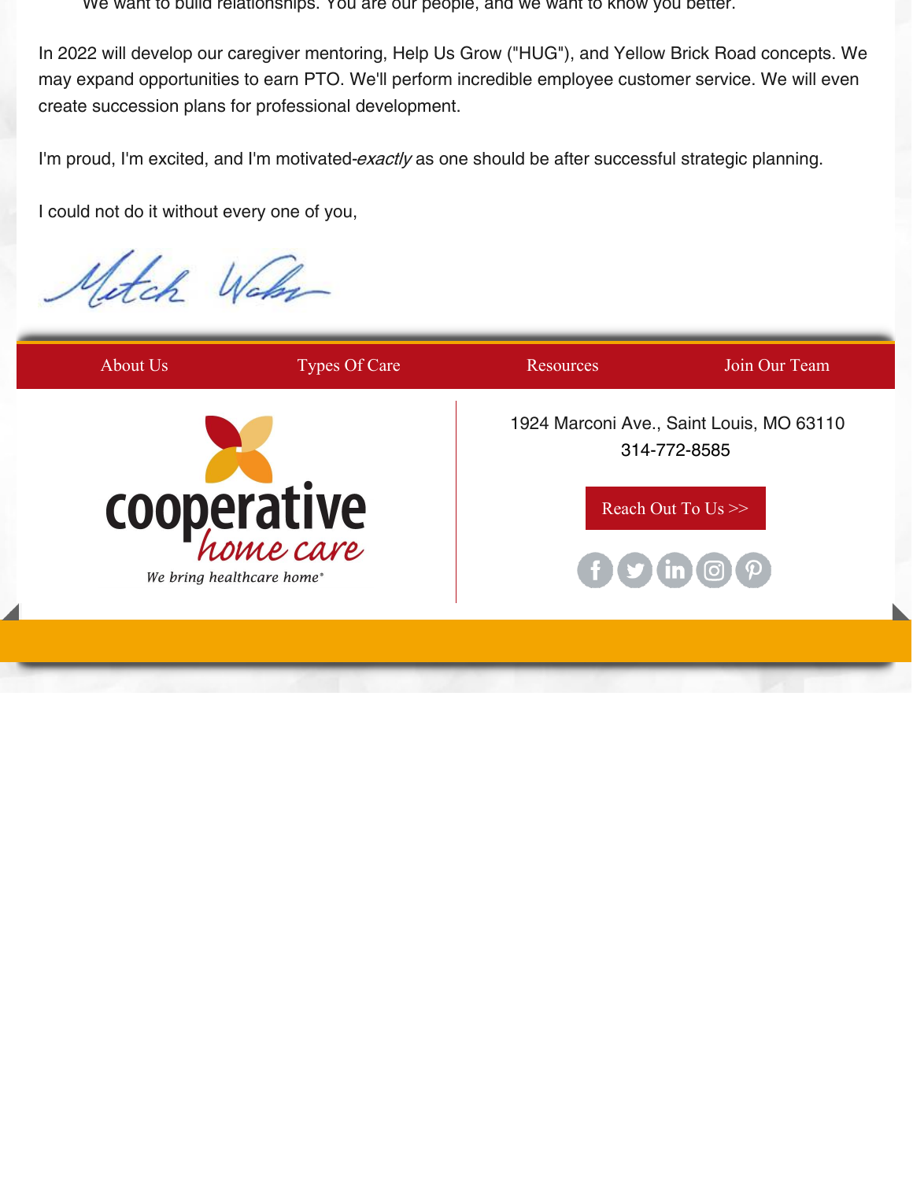We want to build relationships. You are our people, and we want to know you better.

In 2022 will develop our caregiver mentoring, Help Us Grow ("HUG"), and Yellow Brick Road concepts. We may expand opportunities to earn PTO. We'll perform incredible employee customer service. We will even create succession plans for professional development.

I'm proud, I'm excited, and I'm motivated-*exactly* as one should be after successful strategic planning.

I could not do it without every one of you,

Mitch Weber

About Us | Types Of Care | Resources | Join Our Team

cooperative home care

We bring healthcare home®

1924 Marconi Ave., Saint Louis, MO 63110

314-772-8585

Reach Out To Us >>